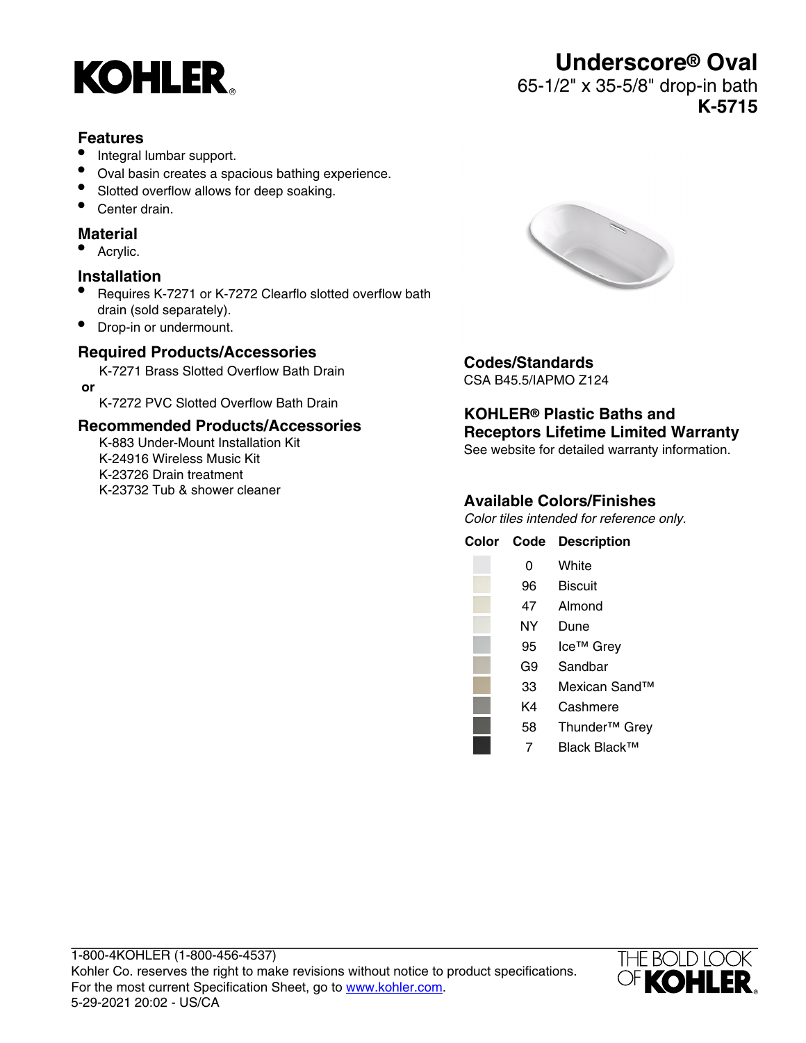# Underscore® Oval

65-1/2" x 35-5/8" drop-in bath

**K-5715**

## Features

- Integral lumbar support.
- Oval basin creates a spacious bathing experience.
- Slotted overflow allows for deep soaking.
- Center drain.

## Material

- Acrylic.

## Installation

- Requires K-7271 or K-7272 Clearflo slotted overflow bath drain (sold separately).
- Drop-in or undermount.

## Required Products/Accessories

K-7271 Brass Slotted Overflow Bath Drain

**or**

K-7272 PVC Slotted Overflow Bath Drain

## Recommended Products/Accessories

K-883 Under-Mount Installation Kit
K-24916 Wireless Music Kit
K-23726 Drain treatment
K-23732 Tub & shower cleaner

## Codes/Standards

CSA B45.5/IAPMO Z124

## KOHLER® Plastic Baths and Receptors Lifetime Limited Warranty

See website for detailed warranty information.

## Available Colors/Finishes

*Color tiles intended for reference only.*

| Color | Code | Description |
|---|---|---|
| | 0 | White |
| | 96 | Biscuit |
| | 47 | Almond |
| | NY | Dune |
| | 95 | Ice™ Grey |
| | G9 | Sandbar |
| | 33 | Mexican Sand™ |
| | K4 | Cashmere |
| | 58 | Thunder™ Grey |
| | 7 | Black Black™ |

1-800-4KOHLER (1-800-456-4537)
Kohler Co. reserves the right to make revisions without notice to product specifications.
For the most current Specification Sheet, go to www.kohler.com.
5-29-2021 20:02 - US/CA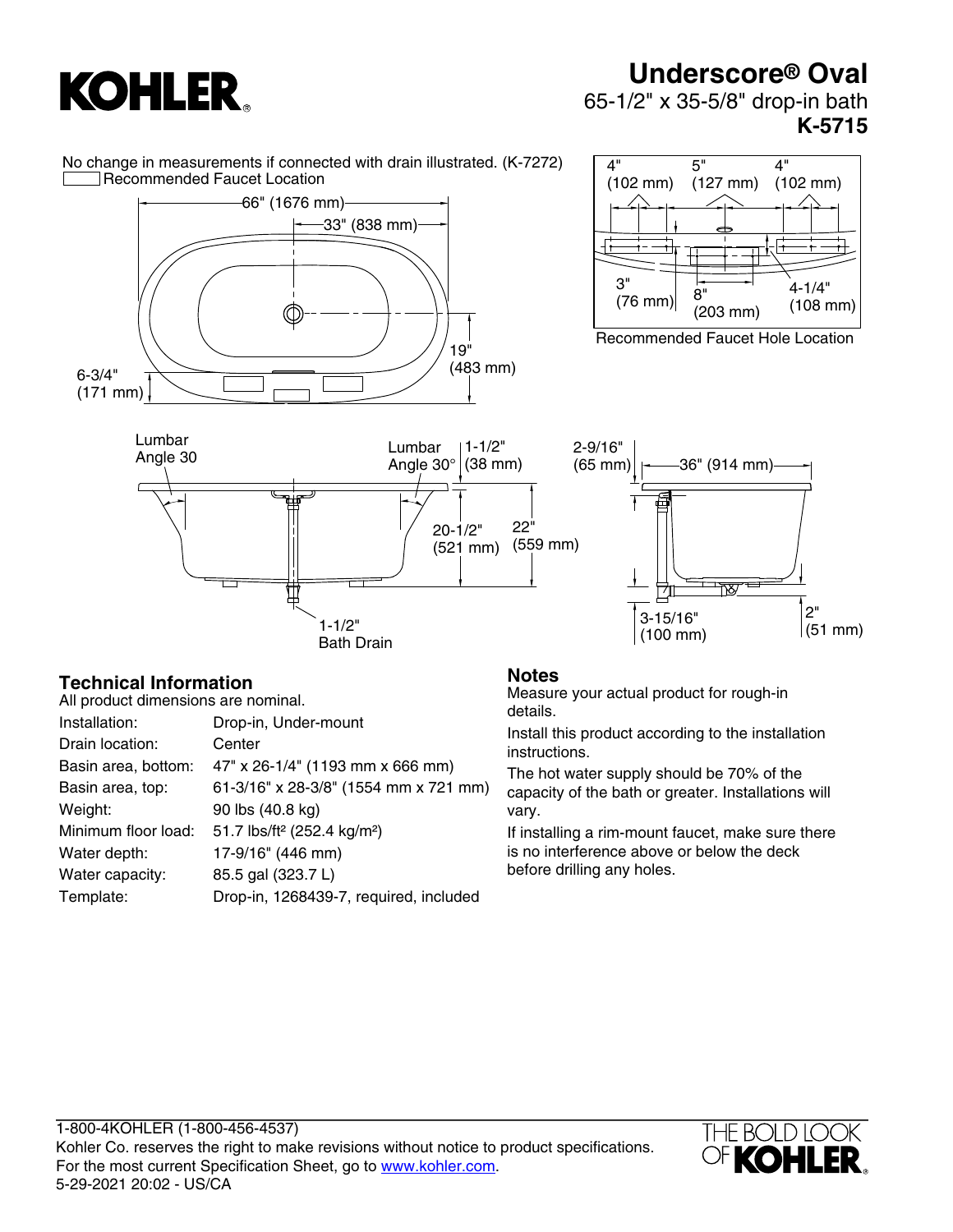# Underscore® Oval

65-1/2" x 35-5/8" drop-in bath

**K-5715**

No change in measurements if connected with drain illustrated. (K-7272)

Recommended Faucet Location

66" (1676 mm)

33" (838 mm)

19" (483 mm)

6-3/4" (171 mm)

4" (102 mm)

5" (127 mm)

4" (102 mm)

3" (76 mm)

8" (203 mm)

4-1/4" (108 mm)

Recommended Faucet Hole Location

Lumbar Angle 30

Lumbar Angle 30°

1-1/2" (38 mm)

20-1/2" (521 mm)

22" (559 mm)

1-1/2" Bath Drain

2-9/16" (65 mm)

36" (914 mm)

3-15/16" (100 mm)

2" (51 mm)

## Technical Information

All product dimensions are nominal.

| | |
|---|---|
| Installation: | Drop-in, Under-mount |
| Drain location: | Center |
| Basin area, bottom: | 47" x 26-1/4" (1193 mm x 666 mm) |
| Basin area, top: | 61-3/16" x 28-3/8" (1554 mm x 721 mm) |
| Weight: | 90 lbs (40.8 kg) |
| Minimum floor load: | 51.7 lbs/ft² (252.4 kg/m²) |
| Water depth: | 17-9/16" (446 mm) |
| Water capacity: | 85.5 gal (323.7 L) |
| Template: | Drop-in, 1268439-7, required, included |

## Notes

Measure your actual product for rough-in details.

Install this product according to the installation instructions.

The hot water supply should be 70% of the capacity of the bath or greater. Installations will vary.

If installing a rim-mount faucet, make sure there is no interference above or below the deck before drilling any holes.

1-800-4KOHLER (1-800-456-4537)

Kohler Co. reserves the right to make revisions without notice to product specifications.

For the most current Specification Sheet, go to www.kohler.com.

5-29-2021 20:02 - US/CA